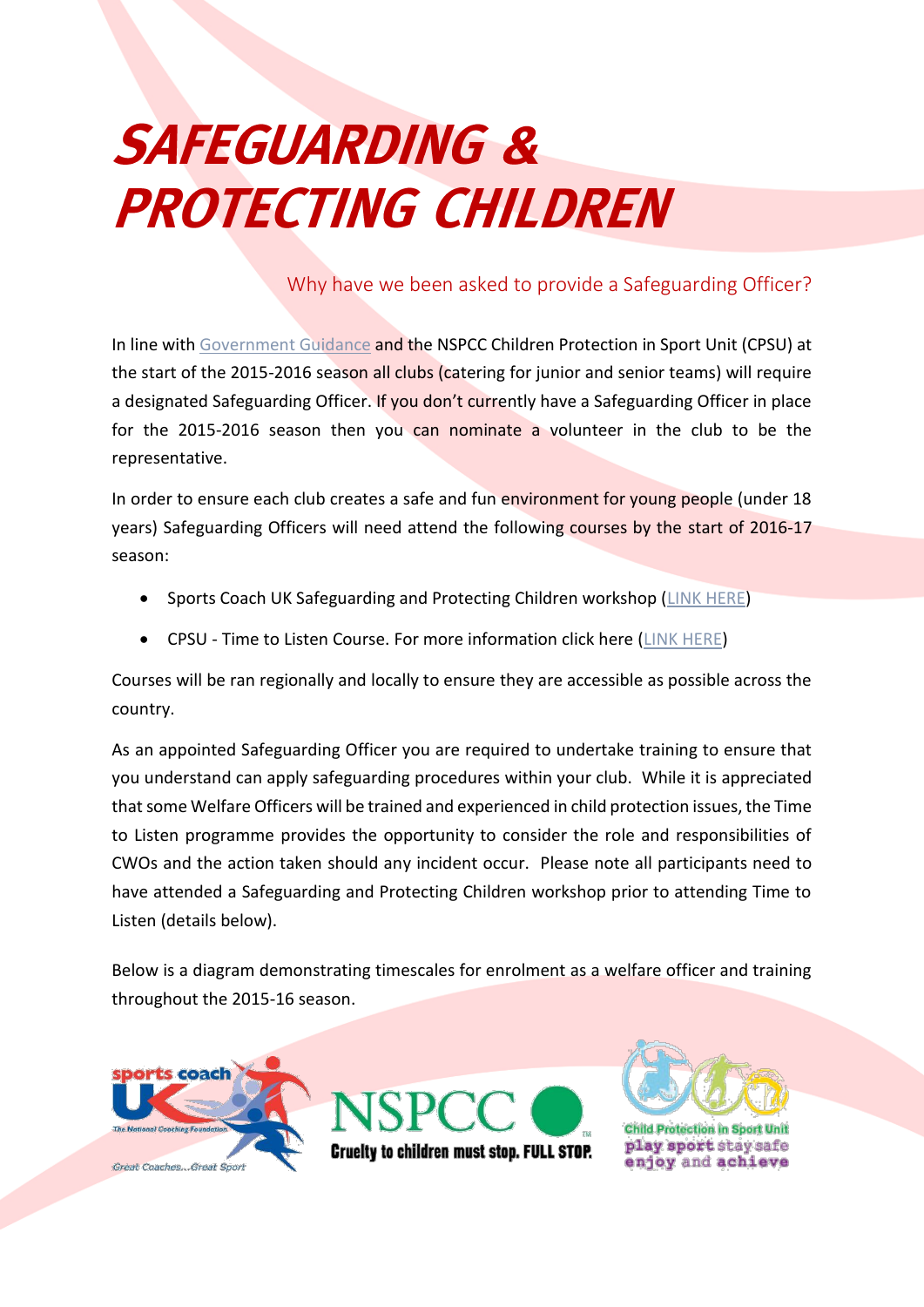# SAFEGUARDING & PROTECTING CHILDREN

## Why have we been asked to provide a Safeguarding Officer?

In line with Government Guidance and the NSPCC Children Protection in Sport Unit (CPSU) at the start of the 2015-2016 season all clubs (catering for junior and senior teams) will require a designated Safeguarding Officer. If you don't currently have a Safeguarding Officer in place for the 2015-2016 season then you can nominate a volunteer in the club to be the representative.

In order to ensure each club creates a safe and fun environment for young people (under 18 years) Safeguarding Officers will need attend the following courses by the start of 2016-17 season:

- Sports Coach UK Safeguarding and Protecting Children workshop (LINK HERE)
- CPSU - Time to Listen Course. For more information click here (LINK HERE)

Courses will be ran regionally and locally to ensure they are accessible as possible across the country.

As an appointed Safeguarding Officer you are required to undertake training to ensure that you understand can apply safeguarding procedures within your club. While it is appreciated that some Welfare Officers will be trained and experienced in child protection issues, the Time to Listen programme provides the opportunity to consider the role and responsibilities of CWOs and the action taken should any incident occur. Please note all participants need to have attended a Safeguarding and Protecting Children workshop prior to attending Time to Listen (details below).

Below is a diagram demonstrating timescales for enrolment as a welfare officer and training throughout the 2015-16 season.

sports coach UK – The National Coaching Foundation – Great Coaches...Great Sport

NSPCC – Cruelty to children must stop. FULL STOP.

Child Protection in Sport Unit – play sport stay safe enjoy and achieve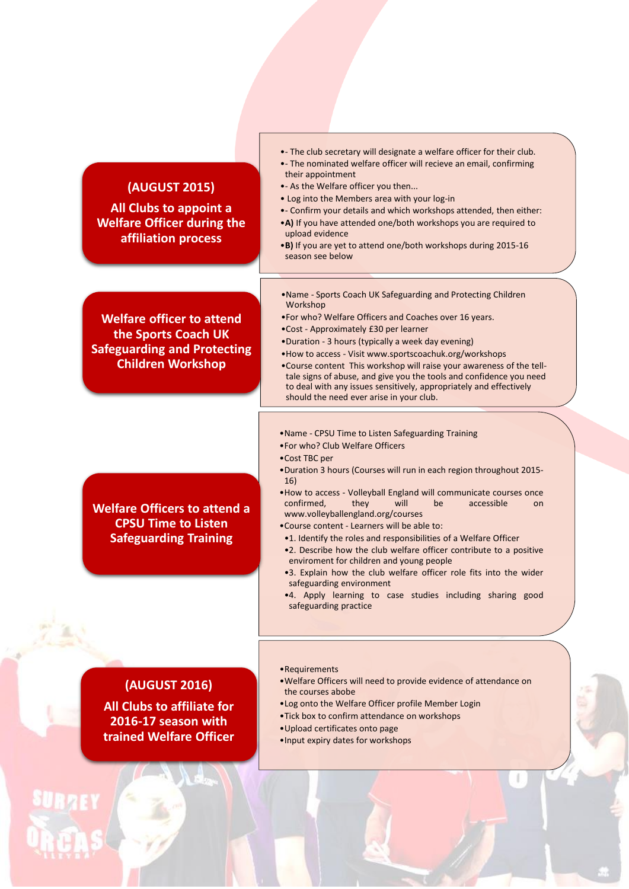## (AUGUST 2015)

**All Clubs to appoint a Welfare Officer during the affiliation process**

- - The club secretary will designate a welfare officer for their club.
- - The nominated welfare officer will recieve an email, confirming their appointment
- - As the Welfare officer you then...
- Log into the Members area with your log-in
- - Confirm your details and which workshops attended, then either:
- **A)** If you have attended one/both workshops you are required to upload evidence
- **B)** If you are yet to attend one/both workshops during 2015-16 season see below

**Welfare officer to attend the Sports Coach UK Safeguarding and Protecting Children Workshop**

- Name - Sports Coach UK Safeguarding and Protecting Children Workshop
- For who? Welfare Officers and Coaches over 16 years.
- Cost - Approximately £30 per learner
- Duration - 3 hours (typically a week day evening)
- How to access - Visit www.sportscoachuk.org/workshops
- Course content This workshop will raise your awareness of the tell-tale signs of abuse, and give you the tools and confidence you need to deal with any issues sensitively, appropriately and effectively should the need ever arise in your club.

**Welfare Officers to attend a CPSU Time to Listen Safeguarding Training**

- Name - CPSU Time to Listen Safeguarding Training
- For who? Club Welfare Officers
- Cost TBC per
- Duration 3 hours (Courses will run in each region throughout 2015-16)
- How to access - Volleyball England will communicate courses once confirmed, they will be accessible on www.volleyballengland.org/courses
- Course content - Learners will be able to:
  - 1. Identify the roles and responsibilities of a Welfare Officer
  - 2. Describe how the club welfare officer contribute to a positive enviroment for children and young people
  - 3. Explain how the club welfare officer role fits into the wider safeguarding environment
  - 4. Apply learning to case studies including sharing good safeguarding practice

## (AUGUST 2016)

**All Clubs to affiliate for 2016-17 season with trained Welfare Officer**

- Requirements
- Welfare Officers will need to provide evidence of attendance on the courses abobe
- Log onto the Welfare Officer profile Member Login
- Tick box to confirm attendance on workshops
- Upload certificates onto page
- Input expiry dates for workshops